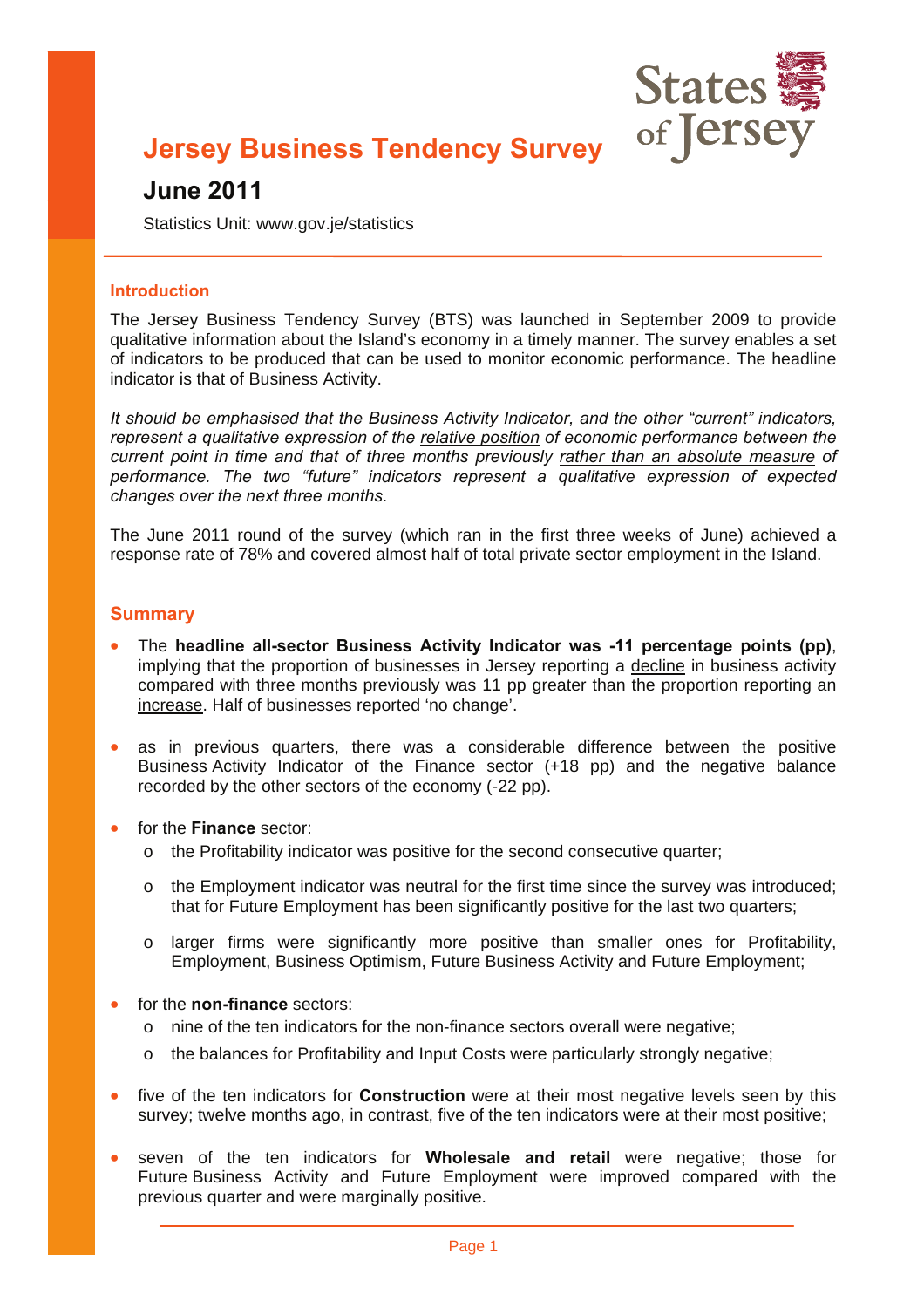# Jersey Business Tendency Survey

## June 2011

Statistics Unit: www.gov.je/statistics

### Introduction

The Jersey Business Tendency Survey (BTS) was launched in September 2009 to provide qualitative information about the Island's economy in a timely manner. The survey enables a set of indicators to be produced that can be used to monitor economic performance. The headline indicator is that of Business Activity.

*It should be emphasised that the Business Activity Indicator, and the other "current" indicators, represent a qualitative expression of the relative position of economic performance between the current point in time and that of three months previously rather than an absolute measure of performance. The two "future" indicators represent a qualitative expression of expected changes over the next three months.*

The June 2011 round of the survey (which ran in the first three weeks of June) achieved a response rate of 78% and covered almost half of total private sector employment in the Island.

### Summary

- The **headline all-sector Business Activity Indicator was -11 percentage points (pp)**, implying that the proportion of businesses in Jersey reporting a decline in business activity compared with three months previously was 11 pp greater than the proportion reporting an increase. Half of businesses reported 'no change'.

- as in previous quarters, there was a considerable difference between the positive Business Activity Indicator of the Finance sector (+18 pp) and the negative balance recorded by the other sectors of the economy (-22 pp).

- for the **Finance** sector:
  - the Profitability indicator was positive for the second consecutive quarter;
  - the Employment indicator was neutral for the first time since the survey was introduced; that for Future Employment has been significantly positive for the last two quarters;
  - larger firms were significantly more positive than smaller ones for Profitability, Employment, Business Optimism, Future Business Activity and Future Employment;

- for the **non-finance** sectors:
  - nine of the ten indicators for the non-finance sectors overall were negative;
  - the balances for Profitability and Input Costs were particularly strongly negative;

- five of the ten indicators for **Construction** were at their most negative levels seen by this survey; twelve months ago, in contrast, five of the ten indicators were at their most positive;

- seven of the ten indicators for **Wholesale and retail** were negative; those for Future Business Activity and Future Employment were improved compared with the previous quarter and were marginally positive.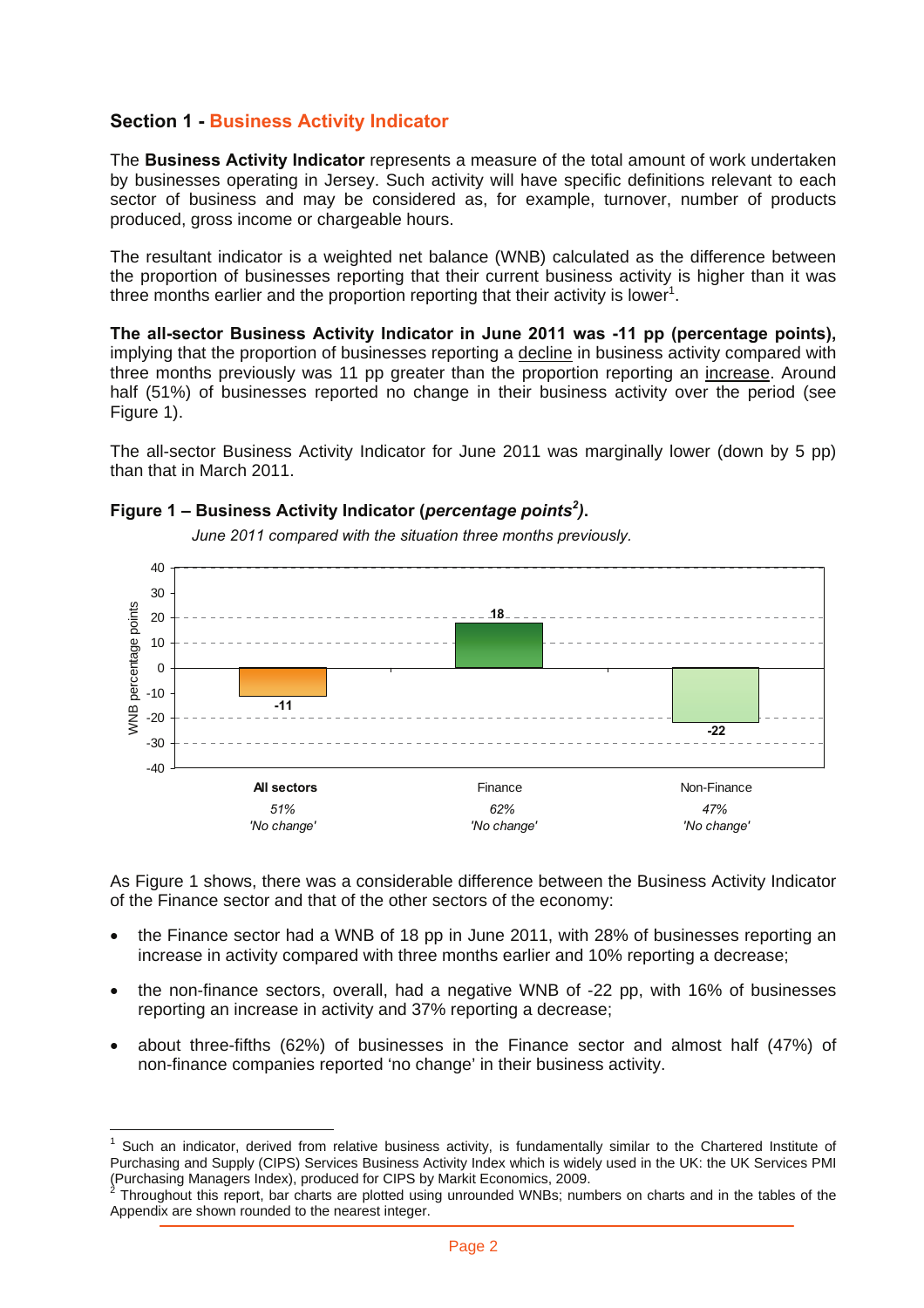## Section 1 - Business Activity Indicator

The **Business Activity Indicator** represents a measure of the total amount of work undertaken by businesses operating in Jersey. Such activity will have specific definitions relevant to each sector of business and may be considered as, for example, turnover, number of products produced, gross income or chargeable hours.

The resultant indicator is a weighted net balance (WNB) calculated as the difference between the proportion of businesses reporting that their current business activity is higher than it was three months earlier and the proportion reporting that their activity is lower[1].

**The all-sector Business Activity Indicator in June 2011 was -11 pp (percentage points),** implying that the proportion of businesses reporting a decline in business activity compared with three months previously was 11 pp greater than the proportion reporting an increase. Around half (51%) of businesses reported no change in their business activity over the period (see Figure 1).

The all-sector Business Activity Indicator for June 2011 was marginally lower (down by 5 pp) than that in March 2011.

**Figure 1 – Business Activity Indicator (*percentage points*[2]).**

*June 2011 compared with the situation three months previously.*

| | All sectors | Finance | Non-Finance |
|---|---|---|---|
| WNB percentage points | -11 | 18 | -22 |
| 'No change' | 51% | 62% | 47% |

As Figure 1 shows, there was a considerable difference between the Business Activity Indicator of the Finance sector and that of the other sectors of the economy:

- the Finance sector had a WNB of 18 pp in June 2011, with 28% of businesses reporting an increase in activity compared with three months earlier and 10% reporting a decrease;
- the non-finance sectors, overall, had a negative WNB of -22 pp, with 16% of businesses reporting an increase in activity and 37% reporting a decrease;
- about three-fifths (62%) of businesses in the Finance sector and almost half (47%) of non-finance companies reported 'no change' in their business activity.

---

[1] Such an indicator, derived from relative business activity, is fundamentally similar to the Chartered Institute of Purchasing and Supply (CIPS) Services Business Activity Index which is widely used in the UK: the UK Services PMI (Purchasing Managers Index), produced for CIPS by Markit Economics, 2009.

[2] Throughout this report, bar charts are plotted using unrounded WNBs; numbers on charts and in the tables of the Appendix are shown rounded to the nearest integer.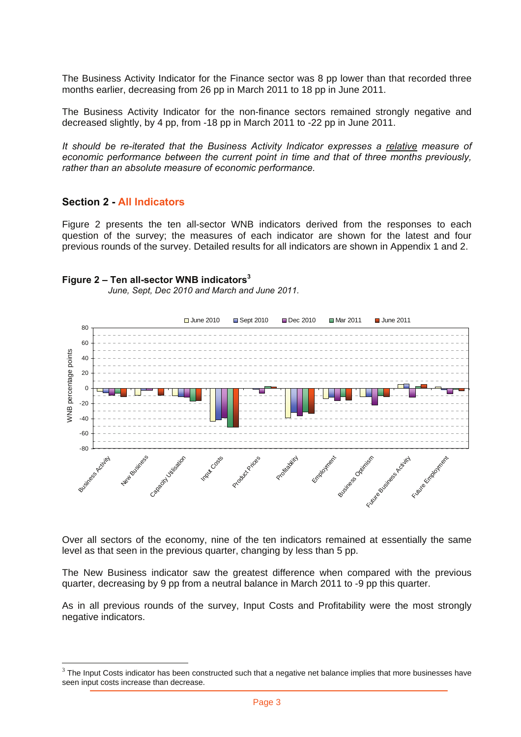The Business Activity Indicator for the Finance sector was 8 pp lower than that recorded three months earlier, decreasing from 26 pp in March 2011 to 18 pp in June 2011.

The Business Activity Indicator for the non-finance sectors remained strongly negative and decreased slightly, by 4 pp, from -18 pp in March 2011 to -22 pp in June 2011.

*It should be re-iterated that the Business Activity Indicator expresses a relative measure of economic performance between the current point in time and that of three months previously, rather than an absolute measure of economic performance.*

## Section 2 - All Indicators

Figure 2 presents the ten all-sector WNB indicators derived from the responses to each question of the survey; the measures of each indicator are shown for the latest and four previous rounds of the survey. Detailed results for all indicators are shown in Appendix 1 and 2.

**Figure 2 – Ten all-sector WNB indicators[3]**

*June, Sept, Dec 2010 and March and June 2011.*

Over all sectors of the economy, nine of the ten indicators remained at essentially the same level as that seen in the previous quarter, changing by less than 5 pp.

The New Business indicator saw the greatest difference when compared with the previous quarter, decreasing by 9 pp from a neutral balance in March 2011 to -9 pp this quarter.

As in all previous rounds of the survey, Input Costs and Profitability were the most strongly negative indicators.

[3] The Input Costs indicator has been constructed such that a negative net balance implies that more businesses have seen input costs increase than decrease.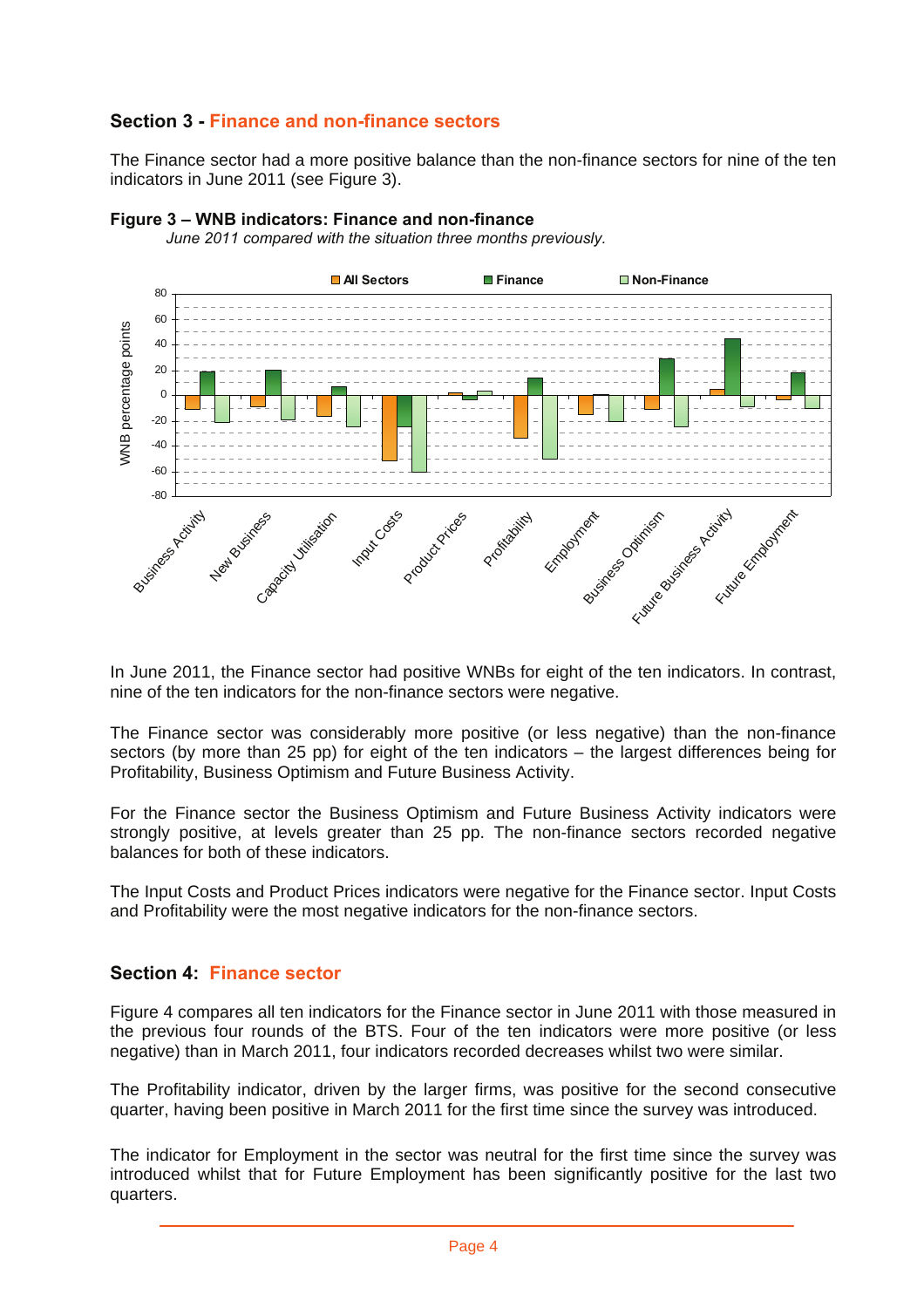## Section 3 - Finance and non-finance sectors

The Finance sector had a more positive balance than the non-finance sectors for nine of the ten indicators in June 2011 (see Figure 3).

**Figure 3 – WNB indicators: Finance and non-finance**

*June 2011 compared with the situation three months previously.*

In June 2011, the Finance sector had positive WNBs for eight of the ten indicators. In contrast, nine of the ten indicators for the non-finance sectors were negative.

The Finance sector was considerably more positive (or less negative) than the non-finance sectors (by more than 25 pp) for eight of the ten indicators – the largest differences being for Profitability, Business Optimism and Future Business Activity.

For the Finance sector the Business Optimism and Future Business Activity indicators were strongly positive, at levels greater than 25 pp. The non-finance sectors recorded negative balances for both of these indicators.

The Input Costs and Product Prices indicators were negative for the Finance sector. Input Costs and Profitability were the most negative indicators for the non-finance sectors.

## Section 4: Finance sector

Figure 4 compares all ten indicators for the Finance sector in June 2011 with those measured in the previous four rounds of the BTS. Four of the ten indicators were more positive (or less negative) than in March 2011, four indicators recorded decreases whilst two were similar.

The Profitability indicator, driven by the larger firms, was positive for the second consecutive quarter, having been positive in March 2011 for the first time since the survey was introduced.

The indicator for Employment in the sector was neutral for the first time since the survey was introduced whilst that for Future Employment has been significantly positive for the last two quarters.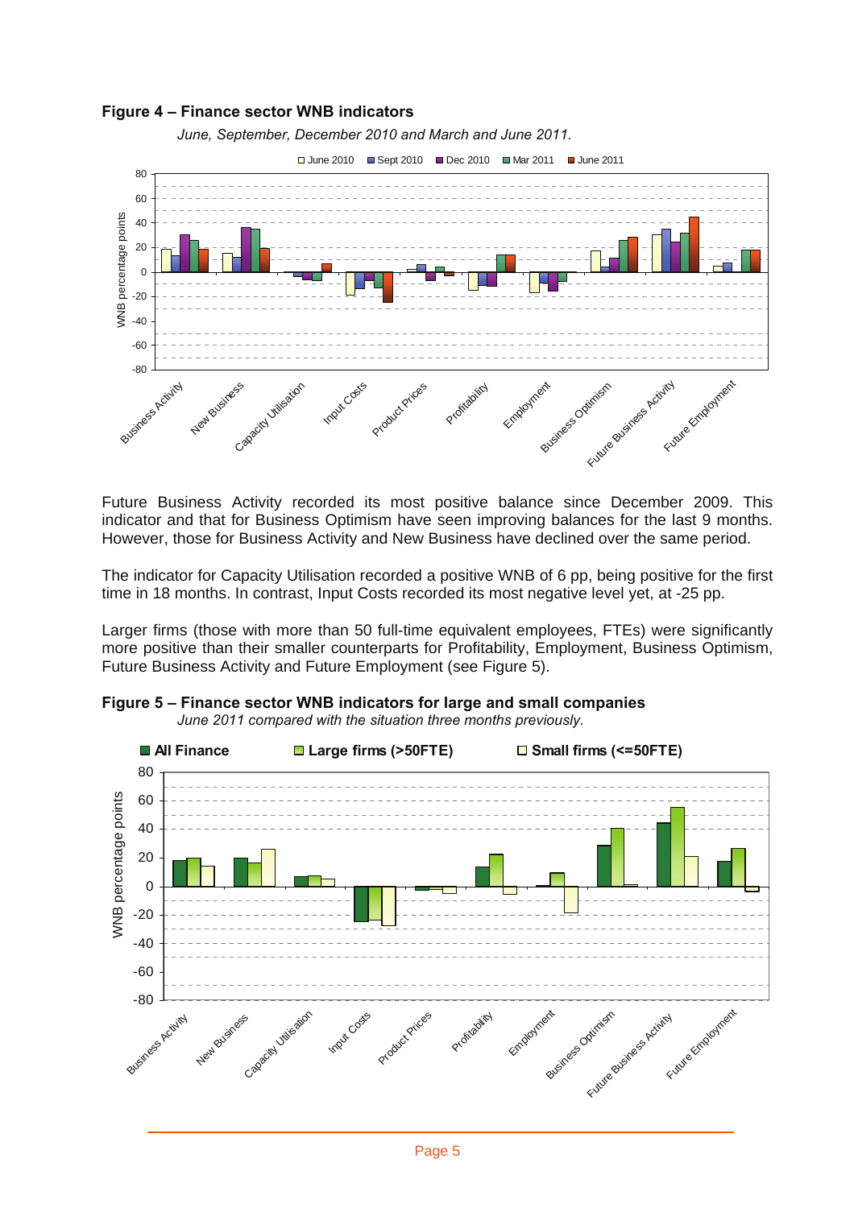**Figure 4 – Finance sector WNB indicators**

*June, September, December 2010 and March and June 2011.*

Future Business Activity recorded its most positive balance since December 2009. This indicator and that for Business Optimism have seen improving balances for the last 9 months. However, those for Business Activity and New Business have declined over the same period.

The indicator for Capacity Utilisation recorded a positive WNB of 6 pp, being positive for the first time in 18 months. In contrast, Input Costs recorded its most negative level yet, at -25 pp.

Larger firms (those with more than 50 full-time equivalent employees, FTEs) were significantly more positive than their smaller counterparts for Profitability, Employment, Business Optimism, Future Business Activity and Future Employment (see Figure 5).

**Figure 5 – Finance sector WNB indicators for large and small companies**

*June 2011 compared with the situation three months previously.*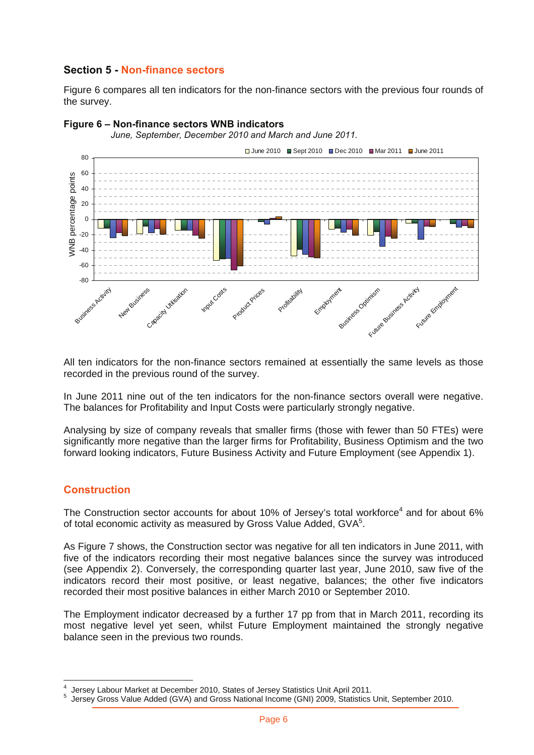## Section 5 - Non-finance sectors

Figure 6 compares all ten indicators for the non-finance sectors with the previous four rounds of the survey.

**Figure 6 – Non-finance sectors WNB indicators**

*June, September, December 2010 and March and June 2011.*

All ten indicators for the non-finance sectors remained at essentially the same levels as those recorded in the previous round of the survey.

In June 2011 nine out of the ten indicators for the non-finance sectors overall were negative. The balances for Profitability and Input Costs were particularly strongly negative.

Analysing by size of company reveals that smaller firms (those with fewer than 50 FTEs) were significantly more negative than the larger firms for Profitability, Business Optimism and the two forward looking indicators, Future Business Activity and Future Employment (see Appendix 1).

### Construction

The Construction sector accounts for about 10% of Jersey's total workforce[4] and for about 6% of total economic activity as measured by Gross Value Added, GVA[5].

As Figure 7 shows, the Construction sector was negative for all ten indicators in June 2011, with five of the indicators recording their most negative balances since the survey was introduced (see Appendix 2). Conversely, the corresponding quarter last year, June 2010, saw five of the indicators record their most positive, or least negative, balances; the other five indicators recorded their most positive balances in either March 2010 or September 2010.

The Employment indicator decreased by a further 17 pp from that in March 2011, recording its most negative level yet seen, whilst Future Employment maintained the strongly negative balance seen in the previous two rounds.

---

[4] Jersey Labour Market at December 2010, States of Jersey Statistics Unit April 2011.

[5] Jersey Gross Value Added (GVA) and Gross National Income (GNI) 2009, Statistics Unit, September 2010.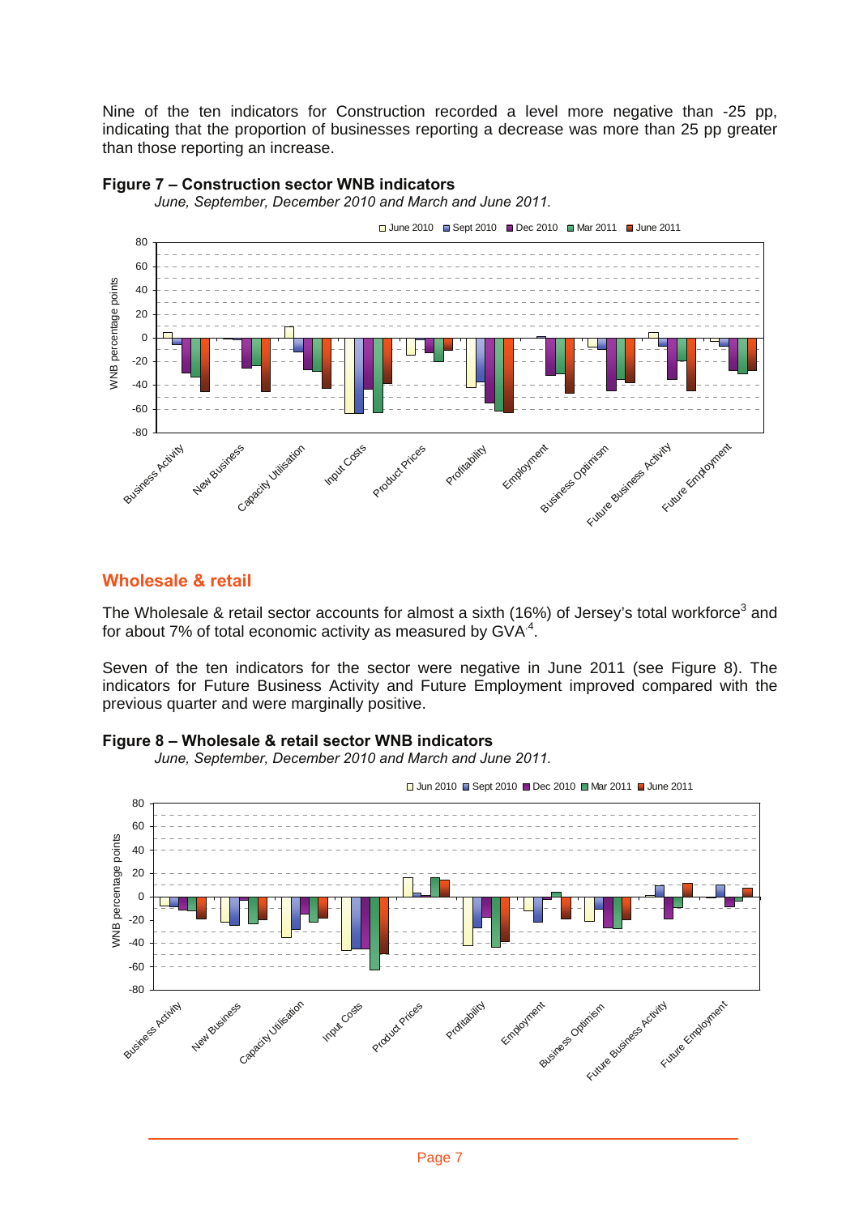Nine of the ten indicators for Construction recorded a level more negative than -25 pp, indicating that the proportion of businesses reporting a decrease was more than 25 pp greater than those reporting an increase.

**Figure 7 – Construction sector WNB indicators**

*June, September, December 2010 and March and June 2011.*

## Wholesale & retail

The Wholesale & retail sector accounts for almost a sixth (16%) of Jersey's total workforce[3] and for about 7% of total economic activity as measured by GVA[4].

Seven of the ten indicators for the sector were negative in June 2011 (see Figure 8). The indicators for Future Business Activity and Future Employment improved compared with the previous quarter and were marginally positive.

**Figure 8 – Wholesale & retail sector WNB indicators**

*June, September, December 2010 and March and June 2011.*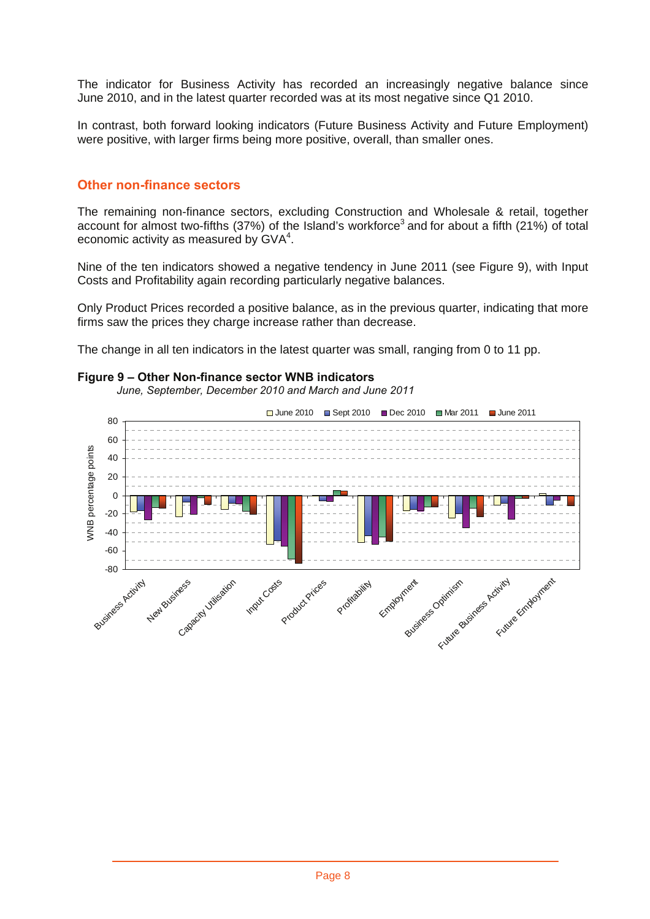The indicator for Business Activity has recorded an increasingly negative balance since June 2010, and in the latest quarter recorded was at its most negative since Q1 2010.

In contrast, both forward looking indicators (Future Business Activity and Future Employment) were positive, with larger firms being more positive, overall, than smaller ones.

## Other non-finance sectors

The remaining non-finance sectors, excluding Construction and Wholesale & retail, together account for almost two-fifths (37%) of the Island's workforce[3] and for about a fifth (21%) of total economic activity as measured by GVA[4].

Nine of the ten indicators showed a negative tendency in June 2011 (see Figure 9), with Input Costs and Profitability again recording particularly negative balances.

Only Product Prices recorded a positive balance, as in the previous quarter, indicating that more firms saw the prices they charge increase rather than decrease.

The change in all ten indicators in the latest quarter was small, ranging from 0 to 11 pp.

**Figure 9 – Other Non-finance sector WNB indicators**

*June, September, December 2010 and March and June 2011*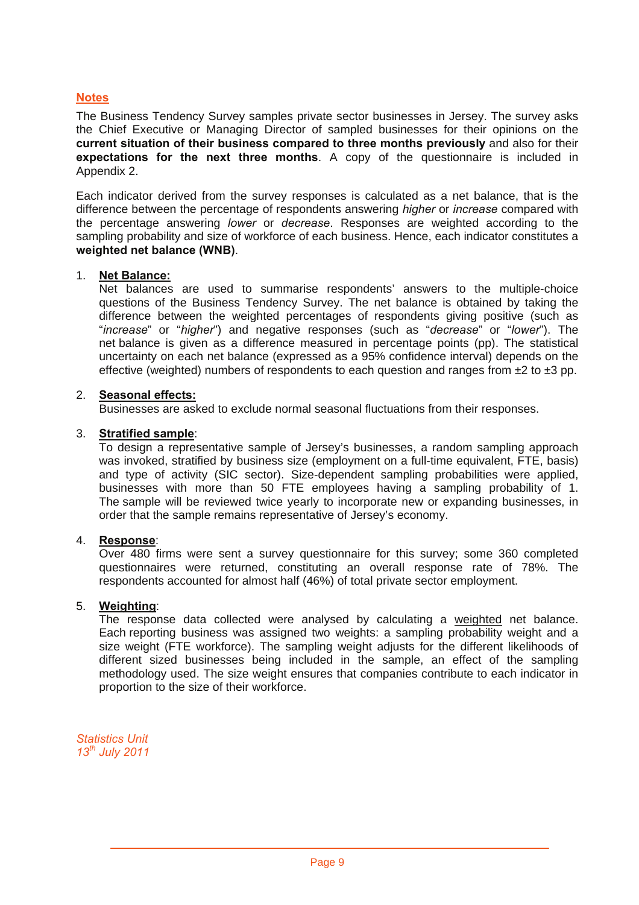## Notes

The Business Tendency Survey samples private sector businesses in Jersey. The survey asks the Chief Executive or Managing Director of sampled businesses for their opinions on the **current situation of their business compared to three months previously** and also for their **expectations for the next three months**. A copy of the questionnaire is included in Appendix 2.

Each indicator derived from the survey responses is calculated as a net balance, that is the difference between the percentage of respondents answering *higher* or *increase* compared with the percentage answering *lower* or *decrease*. Responses are weighted according to the sampling probability and size of workforce of each business. Hence, each indicator constitutes a **weighted net balance (WNB)**.

1. **Net Balance:**
   Net balances are used to summarise respondents' answers to the multiple-choice questions of the Business Tendency Survey. The net balance is obtained by taking the difference between the weighted percentages of respondents giving positive (such as "*increase*" or "*higher*") and negative responses (such as "*decrease*" or "*lower*"). The net balance is given as a difference measured in percentage points (pp). The statistical uncertainty on each net balance (expressed as a 95% confidence interval) depends on the effective (weighted) numbers of respondents to each question and ranges from ±2 to ±3 pp.

2. **Seasonal effects:**
   Businesses are asked to exclude normal seasonal fluctuations from their responses.

3. **Stratified sample**:
   To design a representative sample of Jersey's businesses, a random sampling approach was invoked, stratified by business size (employment on a full-time equivalent, FTE, basis) and type of activity (SIC sector). Size-dependent sampling probabilities were applied, businesses with more than 50 FTE employees having a sampling probability of 1. The sample will be reviewed twice yearly to incorporate new or expanding businesses, in order that the sample remains representative of Jersey's economy.

4. **Response**:
   Over 480 firms were sent a survey questionnaire for this survey; some 360 completed questionnaires were returned, constituting an overall response rate of 78%. The respondents accounted for almost half (46%) of total private sector employment.

5. **Weighting**:
   The response data collected were analysed by calculating a weighted net balance. Each reporting business was assigned two weights: a sampling probability weight and a size weight (FTE workforce). The sampling weight adjusts for the different likelihoods of different sized businesses being included in the sample, an effect of the sampling methodology used. The size weight ensures that companies contribute to each indicator in proportion to the size of their workforce.

*Statistics Unit*
*13th July 2011*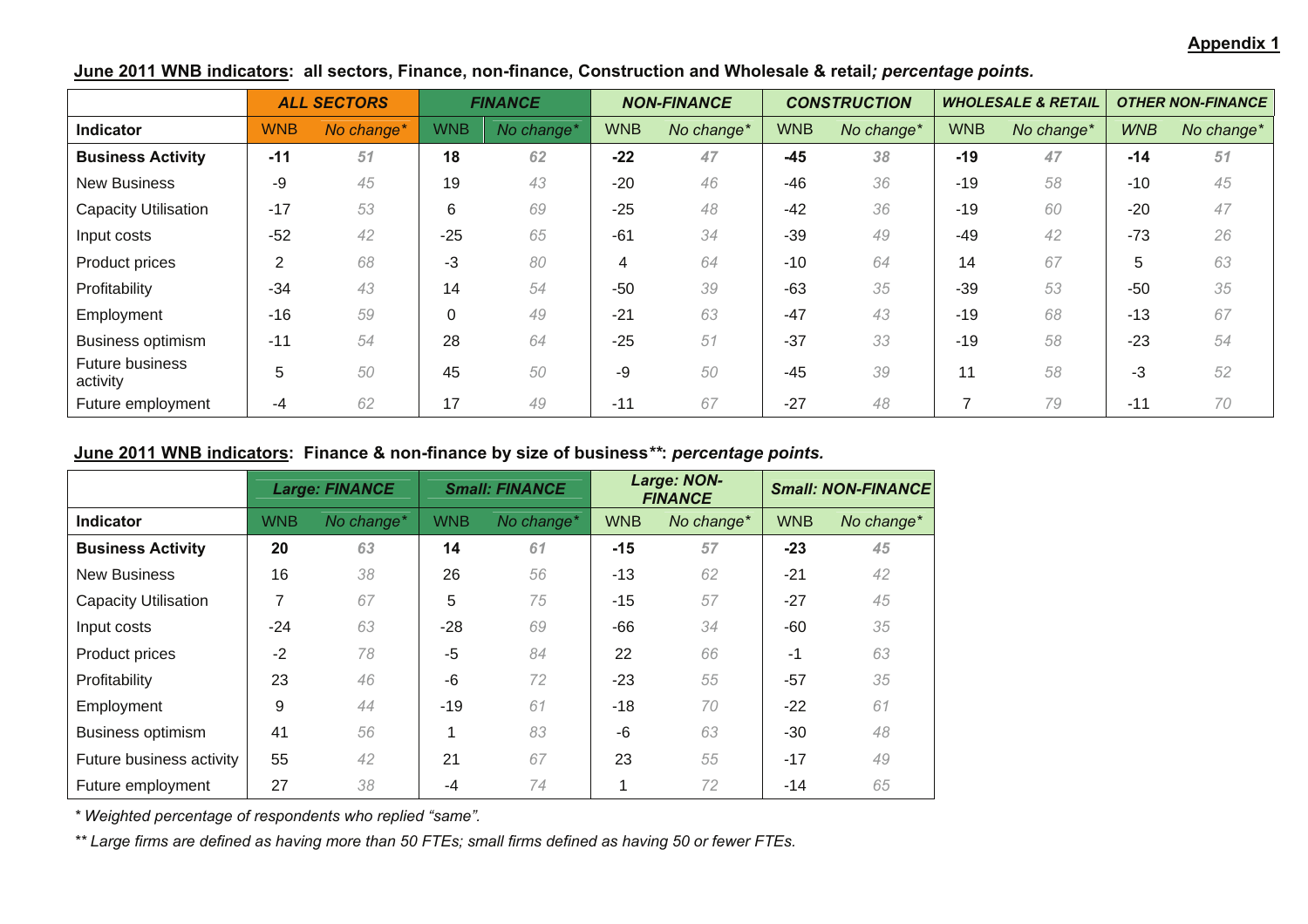**Appendix 1**

**June 2011 WNB indicators: all sectors, Finance, non-finance, Construction and Wholesale & retail*; percentage points.***

| | *ALL SECTORS* | | *FINANCE* | | *NON-FINANCE* | | *CONSTRUCTION* | | *WHOLESALE & RETAIL* | | *OTHER NON-FINANCE* | |
|---|---|---|---|---|---|---|---|---|---|---|---|---|
| **Indicator** | WNB | *No change** | WNB | *No change** | WNB | *No change** | WNB | *No change** | WNB | *No change** | *WNB* | *No change** |
| **Business Activity** | **-11** | ***51*** | **18** | ***62*** | **-22** | ***47*** | **-45** | ***38*** | **-19** | ***47*** | **-14** | ***51*** |
| New Business | -9 | *45* | 19 | *43* | -20 | *46* | -46 | *36* | -19 | *58* | -10 | *45* |
| Capacity Utilisation | -17 | *53* | 6 | *69* | -25 | *48* | -42 | *36* | -19 | *60* | -20 | *47* |
| Input costs | -52 | *42* | -25 | *65* | -61 | *34* | -39 | *49* | -49 | *42* | -73 | *26* |
| Product prices | 2 | *68* | -3 | *80* | 4 | *64* | -10 | *64* | 14 | *67* | 5 | *63* |
| Profitability | -34 | *43* | 14 | *54* | -50 | *39* | -63 | *35* | -39 | *53* | -50 | *35* |
| Employment | -16 | *59* | 0 | *49* | -21 | *63* | -47 | *43* | -19 | *68* | -13 | *67* |
| Business optimism | -11 | *54* | 28 | *64* | -25 | *51* | -37 | *33* | -19 | *58* | -23 | *54* |
| Future business activity | 5 | *50* | 45 | *50* | -9 | *50* | -45 | *39* | 11 | *58* | -3 | *52* |
| Future employment | -4 | *62* | 17 | *49* | -11 | *67* | -27 | *48* | 7 | *79* | -11 | *70* |

**June 2011 WNB indicators: Finance & non-finance by size of business**: *percentage points.***

| | *Large: FINANCE* | | *Small: FINANCE* | | *Large: NON-FINANCE* | | *Small: NON-FINANCE* | |
|---|---|---|---|---|---|---|---|---|
| **Indicator** | WNB | *No change** | WNB | *No change** | WNB | *No change** | WNB | *No change** |
| **Business Activity** | **20** | ***63*** | **14** | ***61*** | **-15** | ***57*** | **-23** | ***45*** |
| New Business | 16 | *38* | 26 | *56* | -13 | *62* | -21 | *42* |
| Capacity Utilisation | 7 | *67* | 5 | *75* | -15 | *57* | -27 | *45* |
| Input costs | -24 | *63* | -28 | *69* | -66 | *34* | -60 | *35* |
| Product prices | -2 | *78* | -5 | *84* | 22 | *66* | -1 | *63* |
| Profitability | 23 | *46* | -6 | *72* | -23 | *55* | -57 | *35* |
| Employment | 9 | *44* | -19 | *61* | -18 | *70* | -22 | *61* |
| Business optimism | 41 | *56* | 1 | *83* | -6 | *63* | -30 | *48* |
| Future business activity | 55 | *42* | 21 | *67* | 23 | *55* | -17 | *49* |
| Future employment | 27 | *38* | -4 | *74* | 1 | *72* | -14 | *65* |

*\* Weighted percentage of respondents who replied "same".*

*\*\* Large firms are defined as having more than 50 FTEs; small firms defined as having 50 or fewer FTEs.*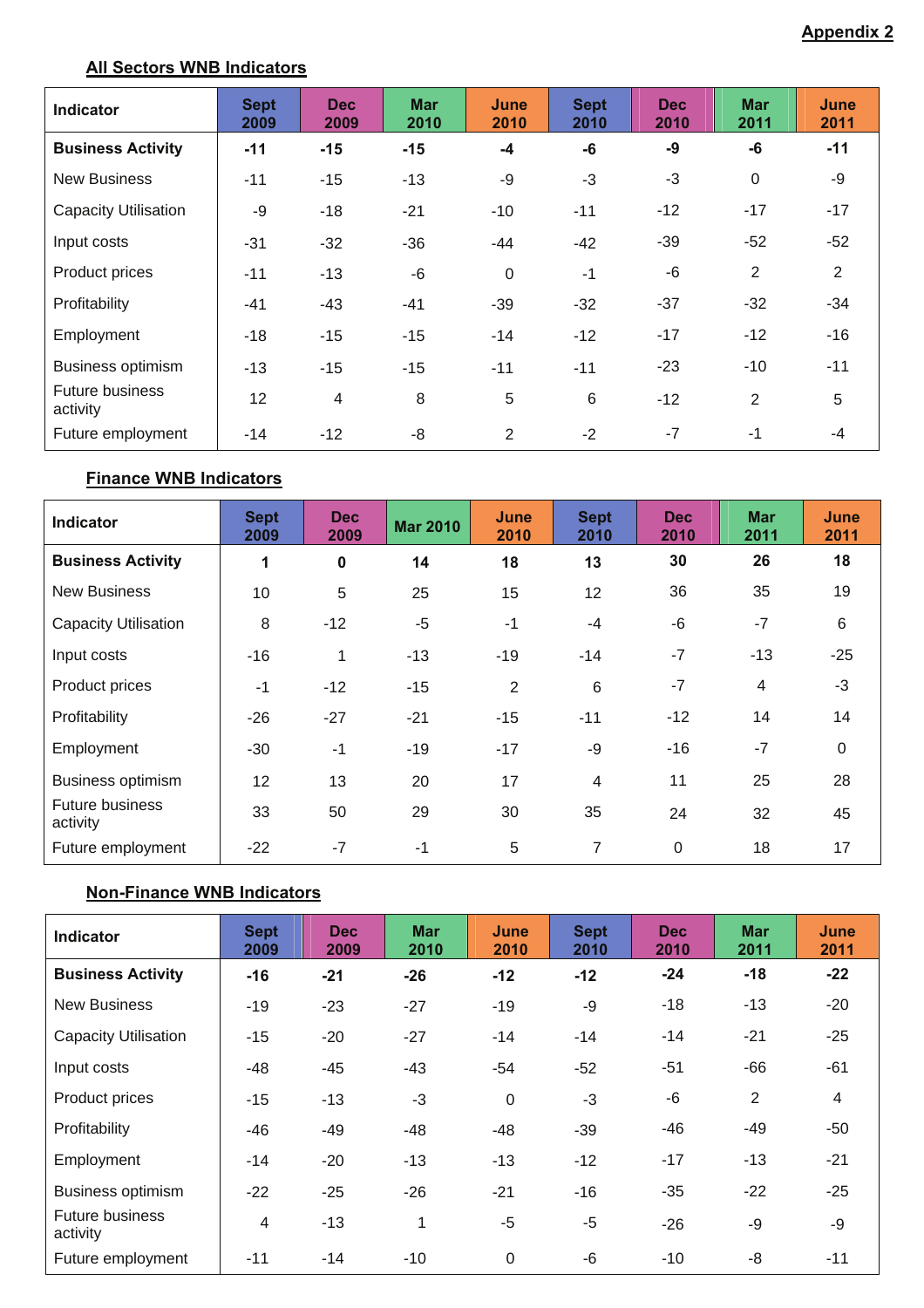**Appendix 2**

**All Sectors WNB Indicators**

| Indicator | Sept 2009 | Dec 2009 | Mar 2010 | June 2010 | Sept 2010 | Dec 2010 | Mar 2011 | June 2011 |
|---|---|---|---|---|---|---|---|---|
| **Business Activity** | **-11** | **-15** | **-15** | **-4** | **-6** | **-9** | **-6** | **-11** |
| New Business | -11 | -15 | -13 | -9 | -3 | -3 | 0 | -9 |
| Capacity Utilisation | -9 | -18 | -21 | -10 | -11 | -12 | -17 | -17 |
| Input costs | -31 | -32 | -36 | -44 | -42 | -39 | -52 | -52 |
| Product prices | -11 | -13 | -6 | 0 | -1 | -6 | 2 | 2 |
| Profitability | -41 | -43 | -41 | -39 | -32 | -37 | -32 | -34 |
| Employment | -18 | -15 | -15 | -14 | -12 | -17 | -12 | -16 |
| Business optimism | -13 | -15 | -15 | -11 | -11 | -23 | -10 | -11 |
| Future business activity | 12 | 4 | 8 | 5 | 6 | -12 | 2 | 5 |
| Future employment | -14 | -12 | -8 | 2 | -2 | -7 | -1 | -4 |

**Finance WNB Indicators**

| Indicator | Sept 2009 | Dec 2009 | Mar 2010 | June 2010 | Sept 2010 | Dec 2010 | Mar 2011 | June 2011 |
|---|---|---|---|---|---|---|---|---|
| **Business Activity** | **1** | **0** | **14** | **18** | **13** | **30** | **26** | **18** |
| New Business | 10 | 5 | 25 | 15 | 12 | 36 | 35 | 19 |
| Capacity Utilisation | 8 | -12 | -5 | -1 | -4 | -6 | -7 | 6 |
| Input costs | -16 | 1 | -13 | -19 | -14 | -7 | -13 | -25 |
| Product prices | -1 | -12 | -15 | 2 | 6 | -7 | 4 | -3 |
| Profitability | -26 | -27 | -21 | -15 | -11 | -12 | 14 | 14 |
| Employment | -30 | -1 | -19 | -17 | -9 | -16 | -7 | 0 |
| Business optimism | 12 | 13 | 20 | 17 | 4 | 11 | 25 | 28 |
| Future business activity | 33 | 50 | 29 | 30 | 35 | 24 | 32 | 45 |
| Future employment | -22 | -7 | -1 | 5 | 7 | 0 | 18 | 17 |

**Non-Finance WNB Indicators**

| Indicator | Sept 2009 | Dec 2009 | Mar 2010 | June 2010 | Sept 2010 | Dec 2010 | Mar 2011 | June 2011 |
|---|---|---|---|---|---|---|---|---|
| **Business Activity** | **-16** | **-21** | **-26** | **-12** | **-12** | **-24** | **-18** | **-22** |
| New Business | -19 | -23 | -27 | -19 | -9 | -18 | -13 | -20 |
| Capacity Utilisation | -15 | -20 | -27 | -14 | -14 | -14 | -21 | -25 |
| Input costs | -48 | -45 | -43 | -54 | -52 | -51 | -66 | -61 |
| Product prices | -15 | -13 | -3 | 0 | -3 | -6 | 2 | 4 |
| Profitability | -46 | -49 | -48 | -48 | -39 | -46 | -49 | -50 |
| Employment | -14 | -20 | -13 | -13 | -12 | -17 | -13 | -21 |
| Business optimism | -22 | -25 | -26 | -21 | -16 | -35 | -22 | -25 |
| Future business activity | 4 | -13 | 1 | -5 | -5 | -26 | -9 | -9 |
| Future employment | -11 | -14 | -10 | 0 | -6 | -10 | -8 | -11 |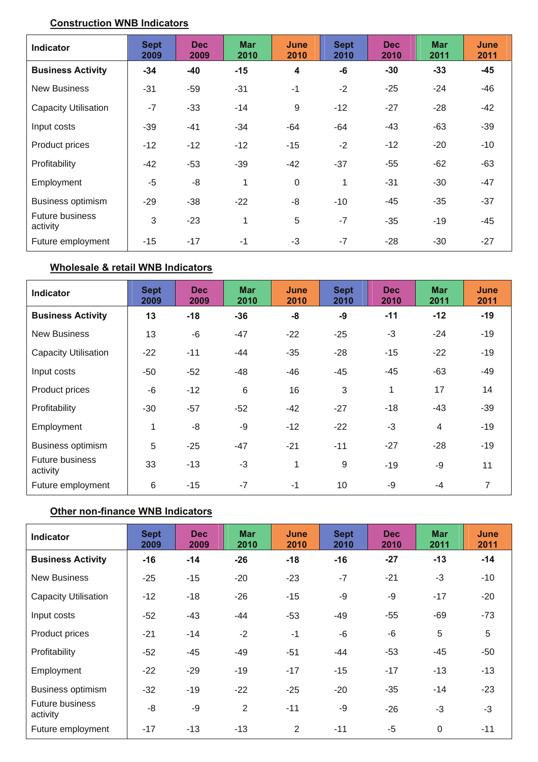### Construction WNB Indicators

| Indicator | Sept 2009 | Dec 2009 | Mar 2010 | June 2010 | Sept 2010 | Dec 2010 | Mar 2011 | June 2011 |
|---|---|---|---|---|---|---|---|---|
| **Business Activity** | **-34** | **-40** | **-15** | **4** | **-6** | **-30** | **-33** | **-45** |
| New Business | -31 | -59 | -31 | -1 | -2 | -25 | -24 | -46 |
| Capacity Utilisation | -7 | -33 | -14 | 9 | -12 | -27 | -28 | -42 |
| Input costs | -39 | -41 | -34 | -64 | -64 | -43 | -63 | -39 |
| Product prices | -12 | -12 | -12 | -15 | -2 | -12 | -20 | -10 |
| Profitability | -42 | -53 | -39 | -42 | -37 | -55 | -62 | -63 |
| Employment | -5 | -8 | 1 | 0 | 1 | -31 | -30 | -47 |
| Business optimism | -29 | -38 | -22 | -8 | -10 | -45 | -35 | -37 |
| Future business activity | 3 | -23 | 1 | 5 | -7 | -35 | -19 | -45 |
| Future employment | -15 | -17 | -1 | -3 | -7 | -28 | -30 | -27 |

### Wholesale & retail WNB Indicators

| Indicator | Sept 2009 | Dec 2009 | Mar 2010 | June 2010 | Sept 2010 | Dec 2010 | Mar 2011 | June 2011 |
|---|---|---|---|---|---|---|---|---|
| **Business Activity** | **13** | **-18** | **-36** | **-8** | **-9** | **-11** | **-12** | **-19** |
| New Business | 13 | -6 | -47 | -22 | -25 | -3 | -24 | -19 |
| Capacity Utilisation | -22 | -11 | -44 | -35 | -28 | -15 | -22 | -19 |
| Input costs | -50 | -52 | -48 | -46 | -45 | -45 | -63 | -49 |
| Product prices | -6 | -12 | 6 | 16 | 3 | 1 | 17 | 14 |
| Profitability | -30 | -57 | -52 | -42 | -27 | -18 | -43 | -39 |
| Employment | 1 | -8 | -9 | -12 | -22 | -3 | 4 | -19 |
| Business optimism | 5 | -25 | -47 | -21 | -11 | -27 | -28 | -19 |
| Future business activity | 33 | -13 | -3 | 1 | 9 | -19 | -9 | 11 |
| Future employment | 6 | -15 | -7 | -1 | 10 | -9 | -4 | 7 |

### Other non-finance WNB Indicators

| Indicator | Sept 2009 | Dec 2009 | Mar 2010 | June 2010 | Sept 2010 | Dec 2010 | Mar 2011 | June 2011 |
|---|---|---|---|---|---|---|---|---|
| **Business Activity** | **-16** | **-14** | **-26** | **-18** | **-16** | **-27** | **-13** | **-14** |
| New Business | -25 | -15 | -20 | -23 | -7 | -21 | -3 | -10 |
| Capacity Utilisation | -12 | -18 | -26 | -15 | -9 | -9 | -17 | -20 |
| Input costs | -52 | -43 | -44 | -53 | -49 | -55 | -69 | -73 |
| Product prices | -21 | -14 | -2 | -1 | -6 | -6 | 5 | 5 |
| Profitability | -52 | -45 | -49 | -51 | -44 | -53 | -45 | -50 |
| Employment | -22 | -29 | -19 | -17 | -15 | -17 | -13 | -13 |
| Business optimism | -32 | -19 | -22 | -25 | -20 | -35 | -14 | -23 |
| Future business activity | -8 | -9 | 2 | -11 | -9 | -26 | -3 | -3 |
| Future employment | -17 | -13 | -13 | 2 | -11 | -5 | 0 | -11 |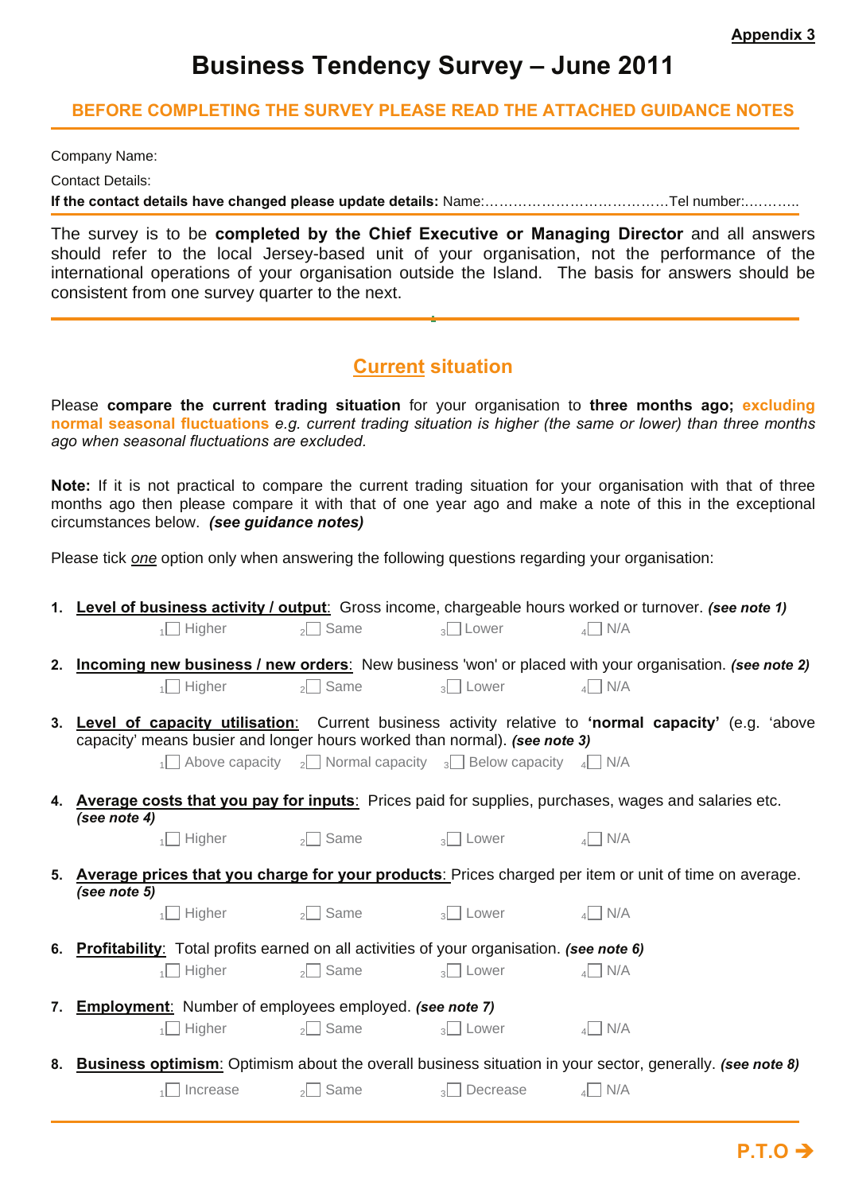**Appendix 3**

# Business Tendency Survey – June 2011

**BEFORE COMPLETING THE SURVEY PLEASE READ THE ATTACHED GUIDANCE NOTES**

Company Name:

Contact Details:

**If the contact details have changed please update details:** Name:…………………………………Tel number:………..

The survey is to be **completed by the Chief Executive or Managing Director** and all answers should refer to the local Jersey-based unit of your organisation, not the performance of the international operations of your organisation outside the Island. The basis for answers should be consistent from one survey quarter to the next.

## Current situation

Please **compare the current trading situation** for your organisation to **three months ago; excluding normal seasonal fluctuations** *e.g. current trading situation is higher (the same or lower) than three months ago when seasonal fluctuations are excluded.*

**Note:** If it is not practical to compare the current trading situation for your organisation with that of three months ago then please compare it with that of one year ago and make a note of this in the exceptional circumstances below. ***(see guidance notes)***

Please tick *one* option only when answering the following questions regarding your organisation:

1. **Level of business activity / output**: Gross income, chargeable hours worked or turnover. ***(see note 1)***
   - 1☐ Higher 2☐ Same 3☐ Lower 4☐ N/A

2. **Incoming new business / new orders**: New business 'won' or placed with your organisation. ***(see note 2)***
   - 1☐ Higher 2☐ Same 3☐ Lower 4☐ N/A

3. **Level of capacity utilisation**: Current business activity relative to **'normal capacity'** (e.g. 'above capacity' means busier and longer hours worked than normal). ***(see note 3)***
   - 1☐ Above capacity 2☐ Normal capacity 3☐ Below capacity 4☐ N/A

4. **Average costs that you pay for inputs**: Prices paid for supplies, purchases, wages and salaries etc. ***(see note 4)***
   - 1☐ Higher 2☐ Same 3☐ Lower 4☐ N/A

5. **Average prices that you charge for your products**: Prices charged per item or unit of time on average. ***(see note 5)***
   - 1☐ Higher 2☐ Same 3☐ Lower 4☐ N/A

6. **Profitability**: Total profits earned on all activities of your organisation. ***(see note 6)***
   - 1☐ Higher 2☐ Same 3☐ Lower 4☐ N/A

7. **Employment**: Number of employees employed. ***(see note 7)***
   - 1☐ Higher 2☐ Same 3☐ Lower 4☐ N/A

8. **Business optimism**: Optimism about the overall business situation in your sector, generally. ***(see note 8)***
   - 1☐ Increase 2☐ Same 3☐ Decrease 4☐ N/A

**P.T.O →**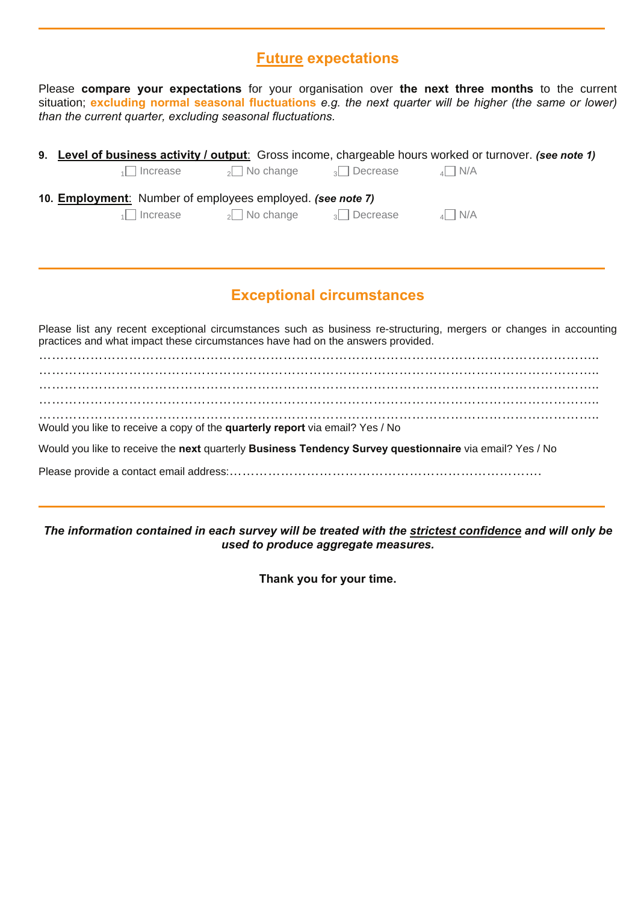## Future expectations

Please **compare your expectations** for your organisation over **the next three months** to the current situation; **excluding normal seasonal fluctuations** *e.g. the next quarter will be higher (the same or lower) than the current quarter, excluding seasonal fluctuations.*

**9. Level of business activity / output**: Gross income, chargeable hours worked or turnover. ***(see note 1)***

1☐ Increase  2☐ No change  3☐ Decrease  4☐ N/A

**10. Employment**: Number of employees employed. ***(see note 7)***

1☐ Increase  2☐ No change  3☐ Decrease  4☐ N/A

## Exceptional circumstances

Please list any recent exceptional circumstances such as business re-structuring, mergers or changes in accounting practices and what impact these circumstances have had on the answers provided.

……………………………………………………………………………………………………………………..
……………………………………………………………………………………………………………………..
……………………………………………………………………………………………………………………..
……………………………………………………………………………………………………………………..
……………………………………………………………………………………………………………………..

Would you like to receive a copy of the **quarterly report** via email? Yes / No

Would you like to receive the **next** quarterly **Business Tendency Survey questionnaire** via email? Yes / No

Please provide a contact email address:…………………………………………………………………….

***The information contained in each survey will be treated with the strictest confidence and will only be used to produce aggregate measures.***

**Thank you for your time.**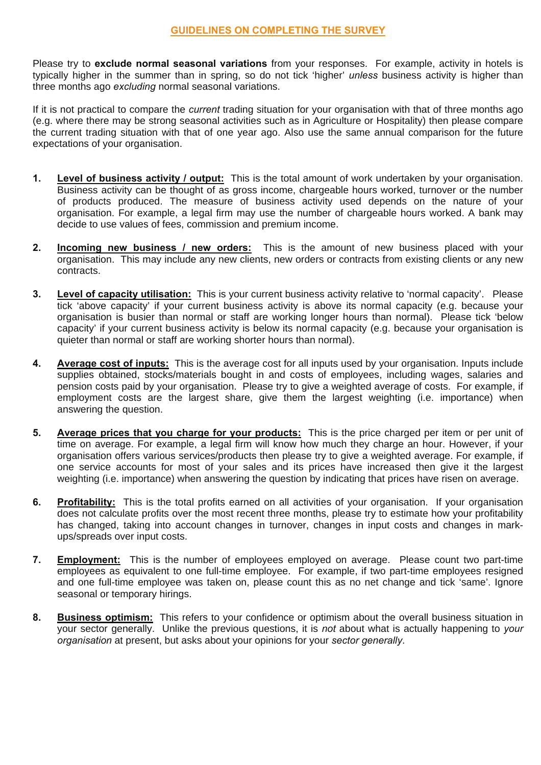## GUIDELINES ON COMPLETING THE SURVEY

Please try to **exclude normal seasonal variations** from your responses. For example, activity in hotels is typically higher in the summer than in spring, so do not tick 'higher' *unless* business activity is higher than three months ago *excluding* normal seasonal variations.

If it is not practical to compare the *current* trading situation for your organisation with that of three months ago (e.g. where there may be strong seasonal activities such as in Agriculture or Hospitality) then please compare the current trading situation with that of one year ago. Also use the same annual comparison for the future expectations of your organisation.

1. **Level of business activity / output:** This is the total amount of work undertaken by your organisation. Business activity can be thought of as gross income, chargeable hours worked, turnover or the number of products produced. The measure of business activity used depends on the nature of your organisation. For example, a legal firm may use the number of chargeable hours worked. A bank may decide to use values of fees, commission and premium income.

2. **Incoming new business / new orders:** This is the amount of new business placed with your organisation. This may include any new clients, new orders or contracts from existing clients or any new contracts.

3. **Level of capacity utilisation:** This is your current business activity relative to 'normal capacity'. Please tick 'above capacity' if your current business activity is above its normal capacity (e.g. because your organisation is busier than normal or staff are working longer hours than normal). Please tick 'below capacity' if your current business activity is below its normal capacity (e.g. because your organisation is quieter than normal or staff are working shorter hours than normal).

4. **Average cost of inputs:** This is the average cost for all inputs used by your organisation. Inputs include supplies obtained, stocks/materials bought in and costs of employees, including wages, salaries and pension costs paid by your organisation. Please try to give a weighted average of costs. For example, if employment costs are the largest share, give them the largest weighting (i.e. importance) when answering the question.

5. **Average prices that you charge for your products:** This is the price charged per item or per unit of time on average. For example, a legal firm will know how much they charge an hour. However, if your organisation offers various services/products then please try to give a weighted average. For example, if one service accounts for most of your sales and its prices have increased then give it the largest weighting (i.e. importance) when answering the question by indicating that prices have risen on average.

6. **Profitability:** This is the total profits earned on all activities of your organisation. If your organisation does not calculate profits over the most recent three months, please try to estimate how your profitability has changed, taking into account changes in turnover, changes in input costs and changes in mark-ups/spreads over input costs.

7. **Employment:** This is the number of employees employed on average. Please count two part-time employees as equivalent to one full-time employee. For example, if two part-time employees resigned and one full-time employee was taken on, please count this as no net change and tick 'same'. Ignore seasonal or temporary hirings.

8. **Business optimism:** This refers to your confidence or optimism about the overall business situation in your sector generally. Unlike the previous questions, it is *not* about what is actually happening to *your organisation* at present, but asks about your opinions for your *sector generally*.